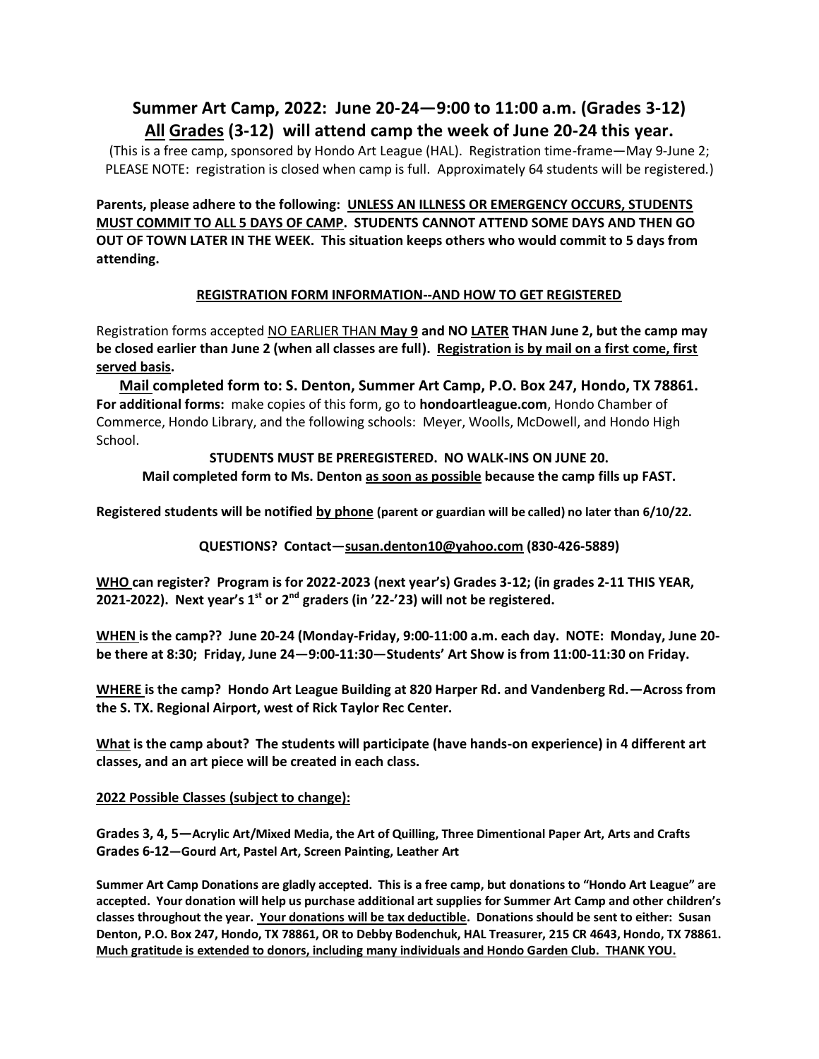# Summer Art Camp, 2022: June 20-24—9:00 to 11:00 a.m. (Grades 3-12)
## All Grades (3-12) will attend camp the week of June 20-24 this year.

(This is a free camp, sponsored by Hondo Art League (HAL). Registration time-frame—May 9-June 2; PLEASE NOTE: registration is closed when camp is full. Approximately 64 students will be registered.)

**Parents, please adhere to the following: UNLESS AN ILLNESS OR EMERGENCY OCCURS, STUDENTS MUST COMMIT TO ALL 5 DAYS OF CAMP. STUDENTS CANNOT ATTEND SOME DAYS AND THEN GO OUT OF TOWN LATER IN THE WEEK. This situation keeps others who would commit to 5 days from attending.**

### REGISTRATION FORM INFORMATION--AND HOW TO GET REGISTERED

Registration forms accepted NO EARLIER THAN **May 9 and NO LATER THAN June 2, but the camp may be closed earlier than June 2 (when all classes are full). Registration is by mail on a first come, first served basis.**

**Mail completed form to: S. Denton, Summer Art Camp, P.O. Box 247, Hondo, TX 78861.**
**For additional forms:** make copies of this form, go to **hondoartleague.com**, Hondo Chamber of Commerce, Hondo Library, and the following schools: Meyer, Woolls, McDowell, and Hondo High School.

**STUDENTS MUST BE PREREGISTERED. NO WALK-INS ON JUNE 20.**
**Mail completed form to Ms. Denton as soon as possible because the camp fills up FAST.**

**Registered students will be notified by phone (parent or guardian will be called) no later than 6/10/22.**

**QUESTIONS? Contact—susan.denton10@yahoo.com (830-426-5889)**

**WHO can register? Program is for 2022-2023 (next year's) Grades 3-12; (in grades 2-11 THIS YEAR, 2021-2022). Next year's 1st or 2nd graders (in '22-'23) will not be registered.**

**WHEN is the camp?? June 20-24 (Monday-Friday, 9:00-11:00 a.m. each day. NOTE: Monday, June 20- be there at 8:30; Friday, June 24—9:00-11:30—Students' Art Show is from 11:00-11:30 on Friday.**

**WHERE is the camp? Hondo Art League Building at 820 Harper Rd. and Vandenberg Rd.—Across from the S. TX. Regional Airport, west of Rick Taylor Rec Center.**

**What is the camp about? The students will participate (have hands-on experience) in 4 different art classes, and an art piece will be created in each class.**

**2022 Possible Classes (subject to change):**

**Grades 3, 4, 5—Acrylic Art/Mixed Media, the Art of Quilling, Three Dimentional Paper Art, Arts and Crafts**
**Grades 6-12—Gourd Art, Pastel Art, Screen Painting, Leather Art**

**Summer Art Camp Donations are gladly accepted. This is a free camp, but donations to "Hondo Art League" are accepted. Your donation will help us purchase additional art supplies for Summer Art Camp and other children's classes throughout the year. Your donations will be tax deductible. Donations should be sent to either: Susan Denton, P.O. Box 247, Hondo, TX 78861, OR to Debby Bodenchuk, HAL Treasurer, 215 CR 4643, Hondo, TX 78861. Much gratitude is extended to donors, including many individuals and Hondo Garden Club. THANK YOU.**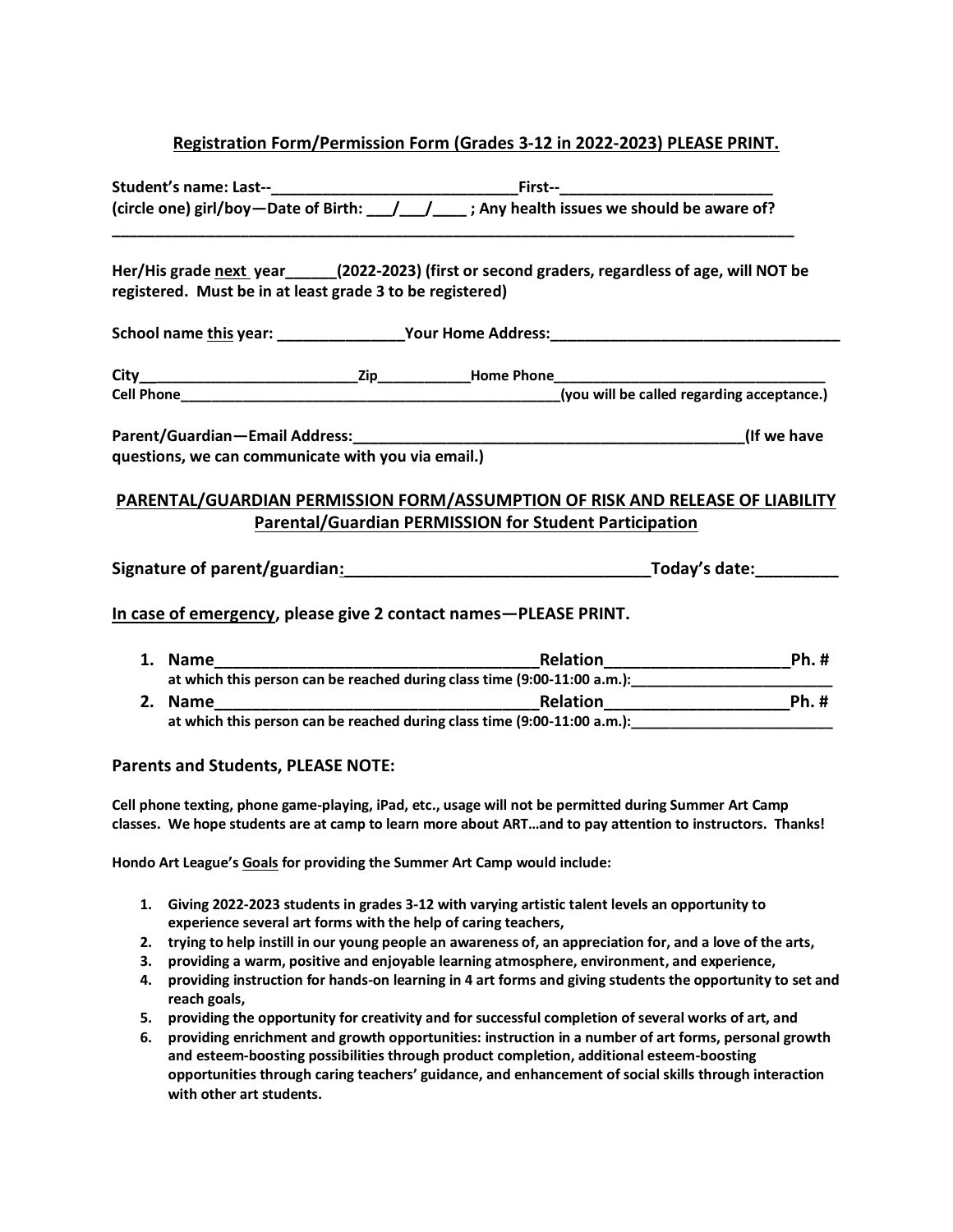## Registration Form/Permission Form (Grades 3-12 in 2022-2023) PLEASE PRINT.

**Student's name: Last--____________________________First--________________________**
**(circle one) girl/boy—Date of Birth: ___/___/____ ; Any health issues we should be aware of?**
**_______________________________________________________________________________**

**Her/His grade next year______(2022-2023) (first or second graders, regardless of age, will NOT be registered. Must be in at least grade 3 to be registered)**

**School name this year: _______________Your Home Address:__________________________________**

**City__________________________Zip___________Home Phone__________________________________**
**Cell Phone_______________________________________________(you will be called regarding acceptance.)**

**Parent/Guardian—Email Address:______________________________________________(If we have questions, we can communicate with you via email.)**

## PARENTAL/GUARDIAN PERMISSION FORM/ASSUMPTION OF RISK AND RELEASE OF LIABILITY

### Parental/Guardian PERMISSION for Student Participation

**Signature of parent/guardian:__________________________________Today's date:_________**

**In case of emergency, please give 2 contact names—PLEASE PRINT.**

1. **Name____________________________________Relation____________________Ph. #**
   **at which this person can be reached during class time (9:00-11:00 a.m.):________________________**
2. **Name____________________________________Relation____________________Ph. #**
   **at which this person can be reached during class time (9:00-11:00 a.m.):________________________**

### Parents and Students, PLEASE NOTE:

**Cell phone texting, phone game-playing, iPad, etc., usage will not be permitted during Summer Art Camp classes. We hope students are at camp to learn more about ART…and to pay attention to instructors. Thanks!**

**Hondo Art League's Goals for providing the Summer Art Camp would include:**

1. **Giving 2022-2023 students in grades 3-12 with varying artistic talent levels an opportunity to experience several art forms with the help of caring teachers,**
2. **trying to help instill in our young people an awareness of, an appreciation for, and a love of the arts,**
3. **providing a warm, positive and enjoyable learning atmosphere, environment, and experience,**
4. **providing instruction for hands-on learning in 4 art forms and giving students the opportunity to set and reach goals,**
5. **providing the opportunity for creativity and for successful completion of several works of art, and**
6. **providing enrichment and growth opportunities: instruction in a number of art forms, personal growth and esteem-boosting possibilities through product completion, additional esteem-boosting opportunities through caring teachers' guidance, and enhancement of social skills through interaction with other art students.**